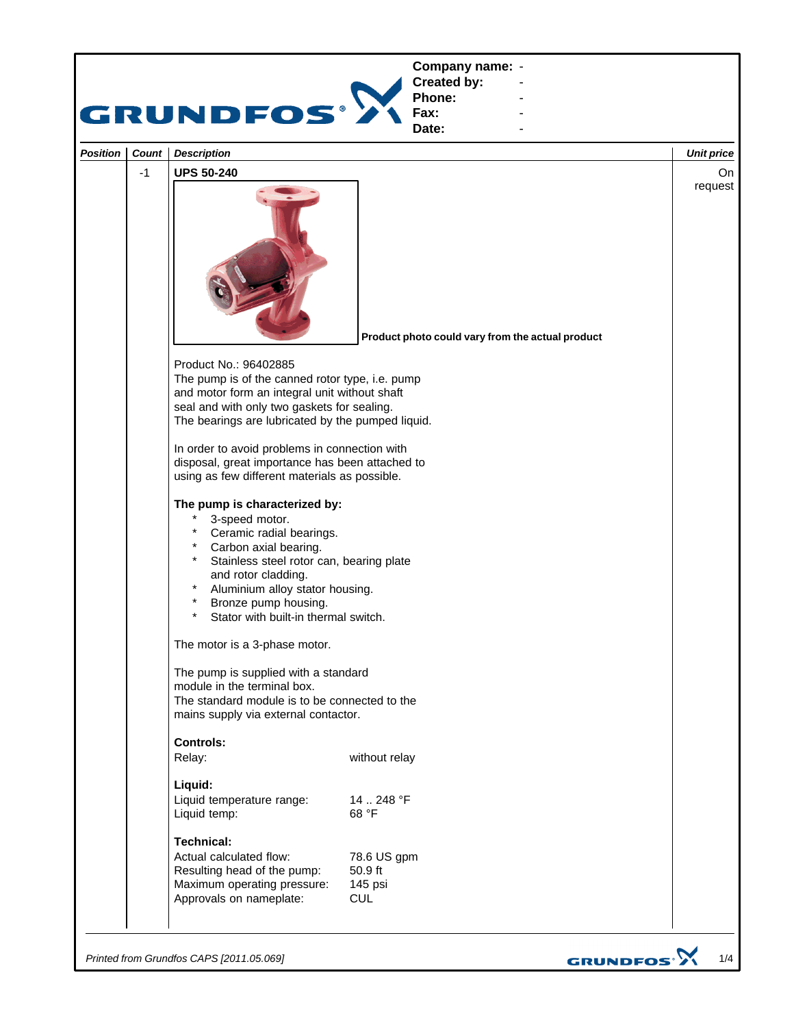**Company name:** -
**Created by:** -
**Phone:** -
**Fax:** -
**Date:** -

| Position | Count | Description | Unit price |
|---|---|---|---|
| | -1 | **UPS 50-240** | On request |

**Product photo could vary from the actual product**

Product No.: 96402885
The pump is of the canned rotor type, i.e. pump and motor form an integral unit without shaft seal and with only two gaskets for sealing.
The bearings are lubricated by the pumped liquid.

In order to avoid problems in connection with disposal, great importance has been attached to using as few different materials as possible.

**The pump is characterized by:**

- 3-speed motor.
- Ceramic radial bearings.
- Carbon axial bearing.
- Stainless steel rotor can, bearing plate and rotor cladding.
- Aluminium alloy stator housing.
- Bronze pump housing.
- Stator with built-in thermal switch.

The motor is a 3-phase motor.

The pump is supplied with a standard module in the terminal box.
The standard module is to be connected to the mains supply via external contactor.

**Controls:**

| | |
|---|---|
| Relay: | without relay |

**Liquid:**

| | |
|---|---|
| Liquid temperature range: | 14 .. 248 °F |
| Liquid temp: | 68 °F |

**Technical:**

| | |
|---|---|
| Actual calculated flow: | 78.6 US gpm |
| Resulting head of the pump: | 50.9 ft |
| Maximum operating pressure: | 145 psi |
| Approvals on nameplate: | CUL |

*Printed from Grundfos CAPS [2011.05.069]*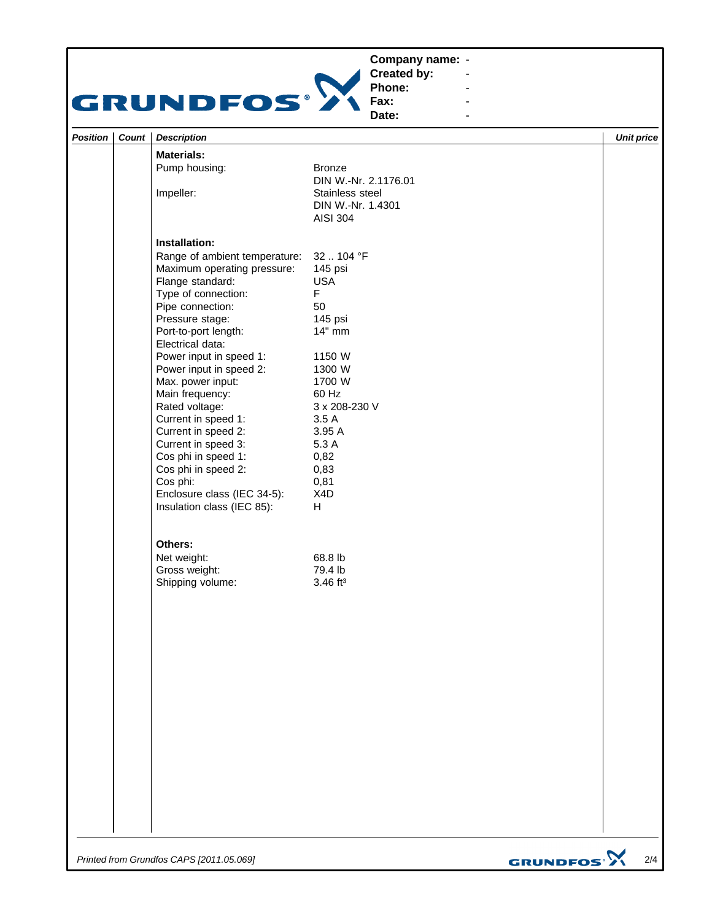Company name: -
Created by: -
Phone: -
Fax: -
Date: -

| Position | Count | Description | | Unit price |
|---|---|---|---|---|
| | | **Materials:** | | |
| | | Pump housing: | Bronze<br>DIN W.-Nr. 2.1176.01 | |
| | | Impeller: | Stainless steel<br>DIN W.-Nr. 1.4301<br>AISI 304 | |
| | | **Installation:** | | |
| | | Range of ambient temperature: | 32 .. 104 °F | |
| | | Maximum operating pressure: | 145 psi | |
| | | Flange standard: | USA | |
| | | Type of connection: | F | |
| | | Pipe connection: | 50 | |
| | | Pressure stage: | 145 psi | |
| | | Port-to-port length: | 14" mm | |
| | | Electrical data: | | |
| | | Power input in speed 1: | 1150 W | |
| | | Power input in speed 2: | 1300 W | |
| | | Max. power input: | 1700 W | |
| | | Main frequency: | 60 Hz | |
| | | Rated voltage: | 3 x 208-230 V | |
| | | Current in speed 1: | 3.5 A | |
| | | Current in speed 2: | 3.95 A | |
| | | Current in speed 3: | 5.3 A | |
| | | Cos phi in speed 1: | 0,82 | |
| | | Cos phi in speed 2: | 0,83 | |
| | | Cos phi: | 0,81 | |
| | | Enclosure class (IEC 34-5): | X4D | |
| | | Insulation class (IEC 85): | H | |
| | | **Others:** | | |
| | | Net weight: | 68.8 lb | |
| | | Gross weight: | 79.4 lb | |
| | | Shipping volume: | 3.46 ft³ | |

*Printed from Grundfos CAPS [2011.05.069]*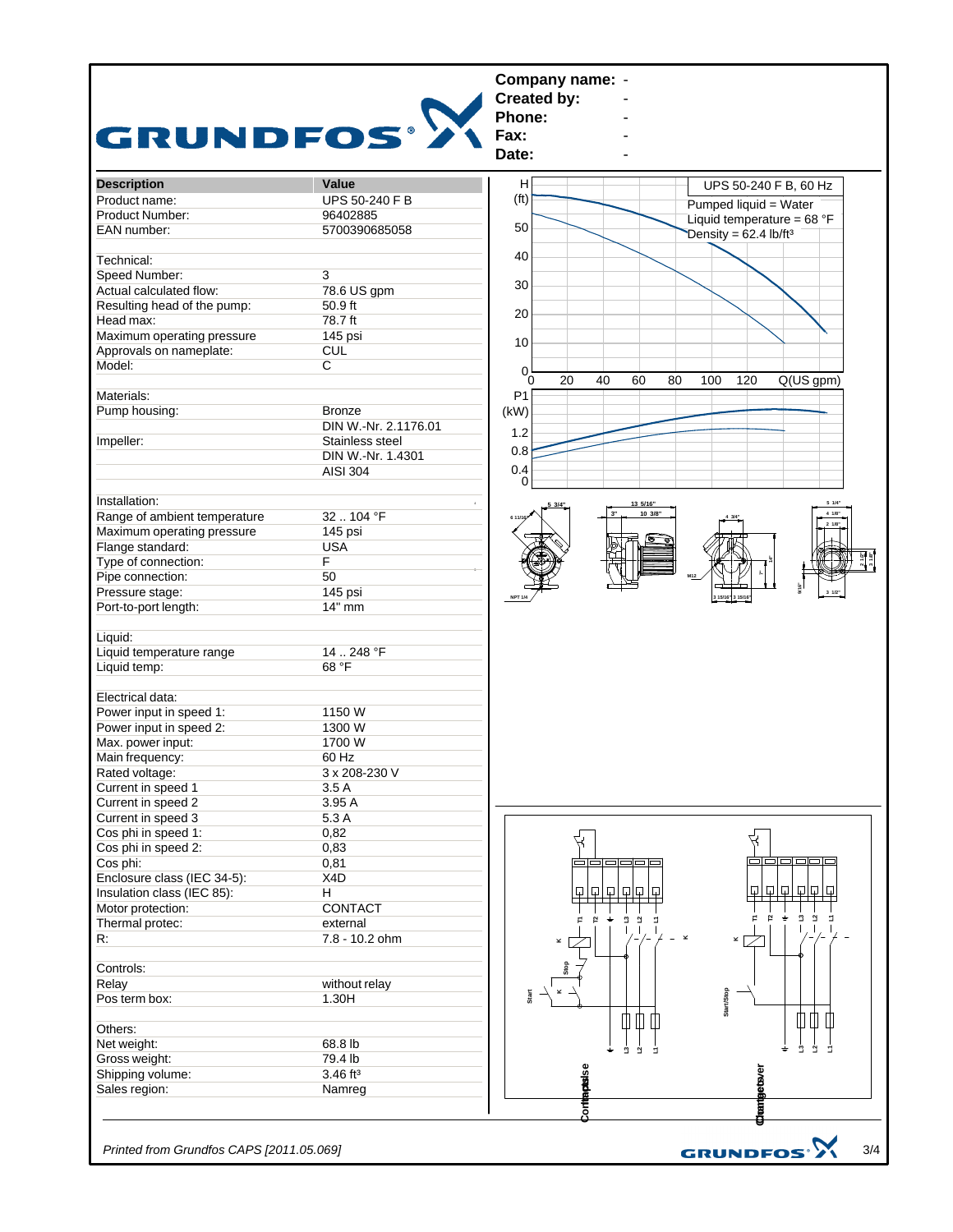| Company name: | - |
|---|---|
| Created by: | - |
| Phone: | - |
| Fax: | - |
| Date: | - |

| Description | Value |
|---|---|
| Product name: | UPS 50-240 F B |
| Product Number: | 96402885 |
| EAN number: | 5700390685058 |
| | |
| Technical: | |
| Speed Number: | 3 |
| Actual calculated flow: | 78.6 US gpm |
| Resulting head of the pump: | 50.9 ft |
| Head max: | 78.7 ft |
| Maximum operating pressure | 145 psi |
| Approvals on nameplate: | CUL |
| Model: | C |
| | |
| Materials: | |
| Pump housing: | Bronze |
| | DIN W.-Nr. 2.1176.01 |
| Impeller: | Stainless steel |
| | DIN W.-Nr. 1.4301 |
| | AISI 304 |
| | |
| Installation: | |
| Range of ambient temperature | 32 .. 104 °F |
| Maximum operating pressure | 145 psi |
| Flange standard: | USA |
| Type of connection: | F |
| Pipe connection: | 50 |
| Pressure stage: | 145 psi |
| Port-to-port length: | 14" mm |
| | |
| Liquid: | |
| Liquid temperature range | 14 .. 248 °F |
| Liquid temp: | 68 °F |
| | |
| Electrical data: | |
| Power input in speed 1: | 1150 W |
| Power input in speed 2: | 1300 W |
| Max. power input: | 1700 W |
| Main frequency: | 60 Hz |
| Rated voltage: | 3 x 208-230 V |
| Current in speed 1 | 3.5 A |
| Current in speed 2 | 3.95 A |
| Current in speed 3 | 5.3 A |
| Cos phi in speed 1: | 0,82 |
| Cos phi in speed 2: | 0,83 |
| Cos phi: | 0,81 |
| Enclosure class (IEC 34-5): | X4D |
| Insulation class (IEC 85): | H |
| Motor protection: | CONTACT |
| Thermal protec: | external |
| R: | 7.8 - 10.2 ohm |
| | |
| Controls: | |
| Relay | without relay |
| Pos term box: | 1.30H |
| | |
| Others: | |
| Net weight: | 68.8 lb |
| Gross weight: | 79.4 lb |
| Shipping volume: | 3.46 ft³ |
| Sales region: | Namreg |

UPS 50-240 F B, 60 Hz

Pumped liquid = Water
Liquid temperature = 68 °F
Density = 62.4 lb/ft³

*Printed from Grundfos CAPS [2011.05.069]*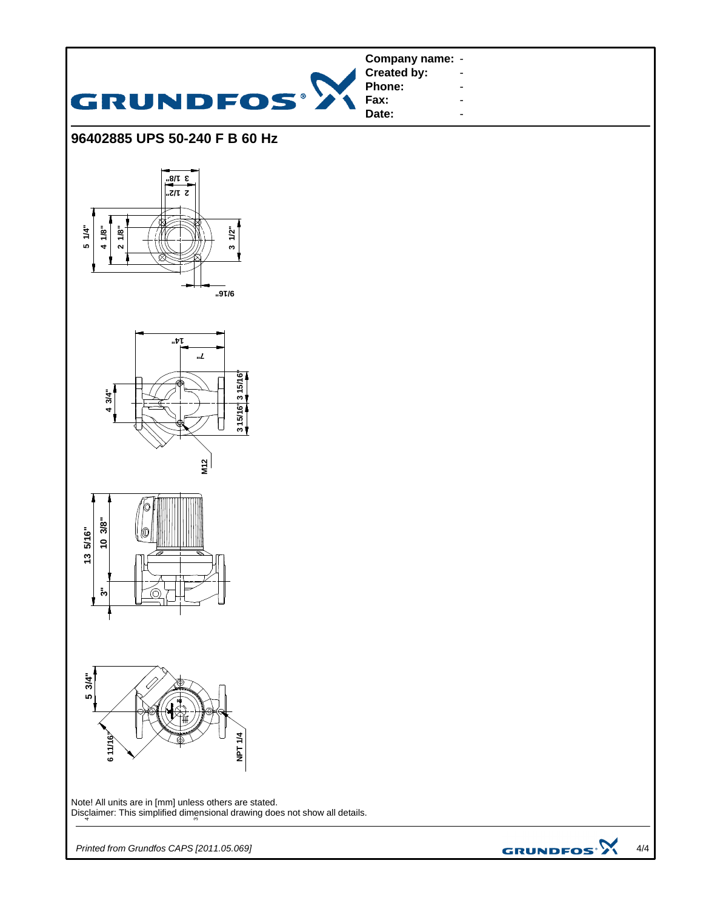Company name: -
Created by: -
Phone: -
Fax: -
Date: -

## 96402885 UPS 50-240 F B 60 Hz

3 1/8"
2 1/2"
5 1/4"
4 1/8"
2 1/8"
3 1/2"
9/16"

14"
7"
4 3/4"
3 15/16"
3 15/16"
M12

13 5/16"
10 3/8"
3"

5 3/4"
6 11/16"
NPT 1/4

Note! All units are in [mm] unless others are stated.
Disclaimer: This simplified dimensional drawing does not show all details.

*Printed from Grundfos CAPS [2011.05.069]*